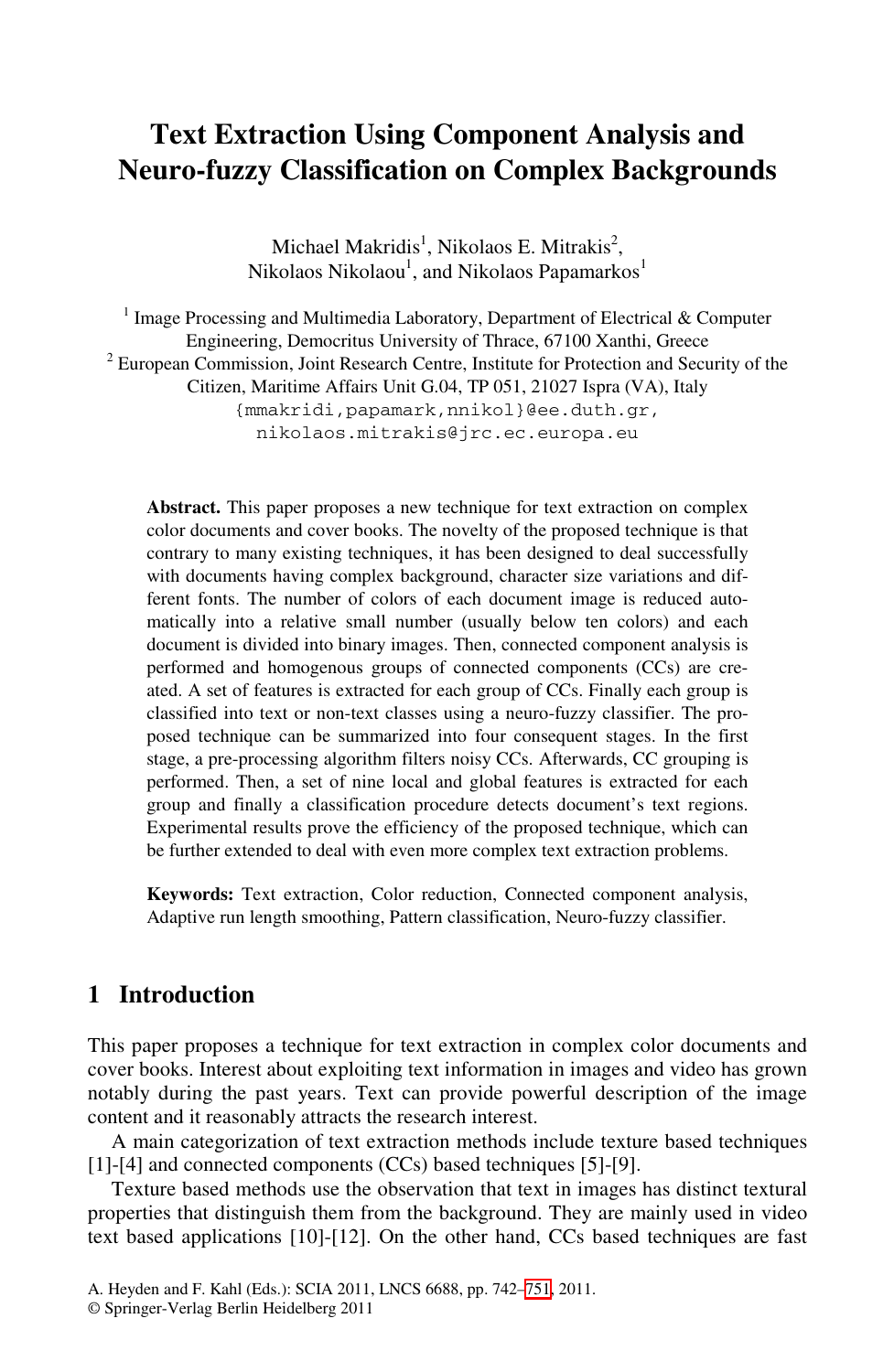# Text Extraction Using Component Analysis and Neuro-fuzzy Classification on Complex Backgrounds

Michael Makridis[1], Nikolaos E. Mitrakis[2], Nikolaos Nikolaou[1], and Nikolaos Papamarkos[1]

[1] Image Processing and Multimedia Laboratory, Department of Electrical & Computer Engineering, Democritus University of Thrace, 67100 Xanthi, Greece

[2] European Commission, Joint Research Centre, Institute for Protection and Security of the Citizen, Maritime Affairs Unit G.04, TP 051, 21027 Ispra (VA), Italy

{mmakridi,papamark,nnikol}@ee.duth.gr,
nikolaos.mitrakis@jrc.ec.europa.eu

**Abstract.** This paper proposes a new technique for text extraction on complex color documents and cover books. The novelty of the proposed technique is that contrary to many existing techniques, it has been designed to deal successfully with documents having complex background, character size variations and different fonts. The number of colors of each document image is reduced automatically into a relative small number (usually below ten colors) and each document is divided into binary images. Then, connected component analysis is performed and homogenous groups of connected components (CCs) are created. A set of features is extracted for each group of CCs. Finally each group is classified into text or non-text classes using a neuro-fuzzy classifier. The proposed technique can be summarized into four consequent stages. In the first stage, a pre-processing algorithm filters noisy CCs. Afterwards, CC grouping is performed. Then, a set of nine local and global features is extracted for each group and finally a classification procedure detects document's text regions. Experimental results prove the efficiency of the proposed technique, which can be further extended to deal with even more complex text extraction problems.

**Keywords:** Text extraction, Color reduction, Connected component analysis, Adaptive run length smoothing, Pattern classification, Neuro-fuzzy classifier.

## 1 Introduction

This paper proposes a technique for text extraction in complex color documents and cover books. Interest about exploiting text information in images and video has grown notably during the past years. Text can provide powerful description of the image content and it reasonably attracts the research interest.

A main categorization of text extraction methods include texture based techniques [1]-[4] and connected components (CCs) based techniques [5]-[9].

Texture based methods use the observation that text in images has distinct textural properties that distinguish them from the background. They are mainly used in video text based applications [10]-[12]. On the other hand, CCs based techniques are fast

A. Heyden and F. Kahl (Eds.): SCIA 2011, LNCS 6688, pp. 742–751, 2011.
© Springer-Verlag Berlin Heidelberg 2011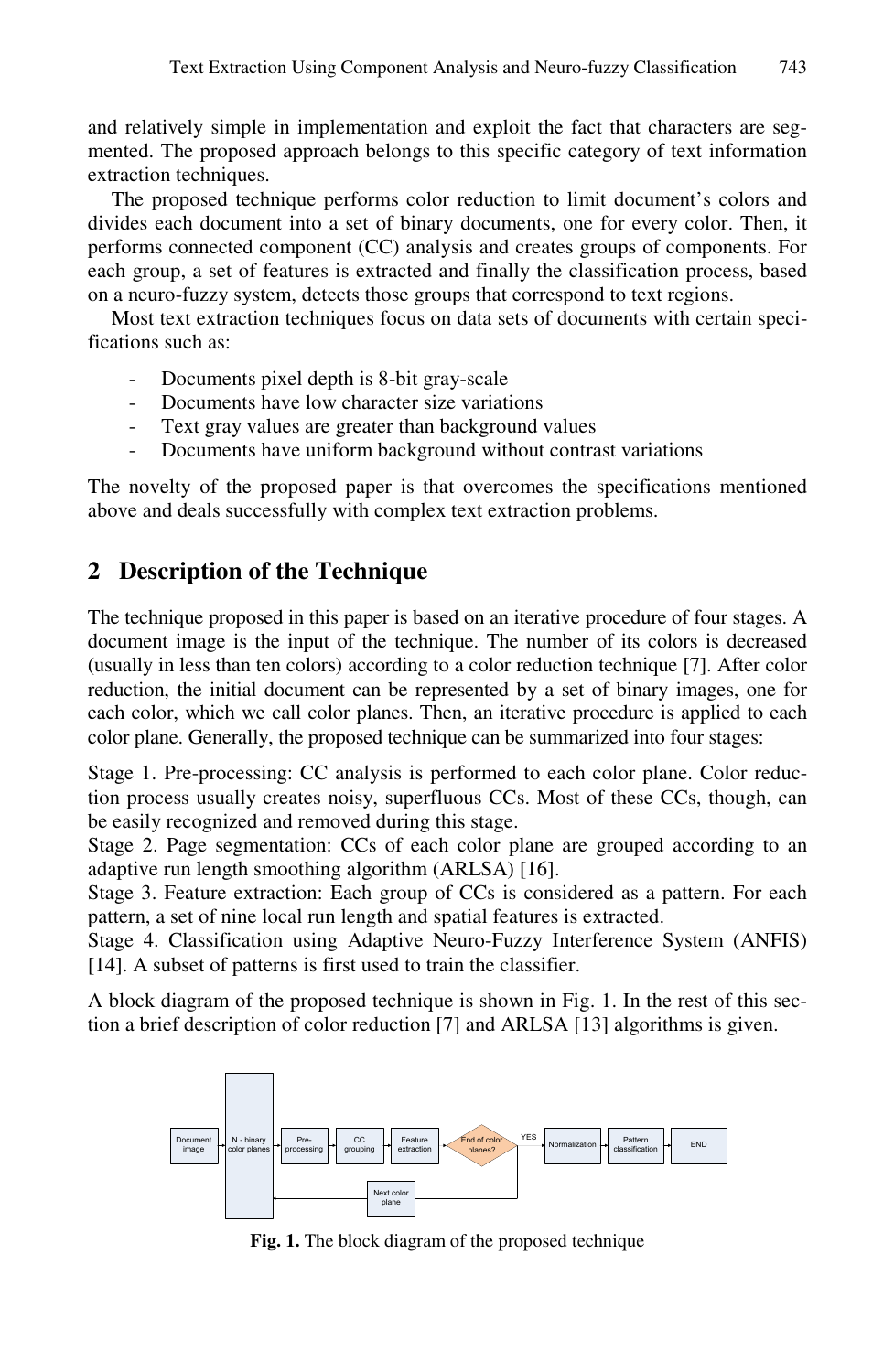and relatively simple in implementation and exploit the fact that characters are segmented. The proposed approach belongs to this specific category of text information extraction techniques.

The proposed technique performs color reduction to limit document's colors and divides each document into a set of binary documents, one for every color. Then, it performs connected component (CC) analysis and creates groups of components. For each group, a set of features is extracted and finally the classification process, based on a neuro-fuzzy system, detects those groups that correspond to text regions.

Most text extraction techniques focus on data sets of documents with certain specifications such as:

- Documents pixel depth is 8-bit gray-scale
- Documents have low character size variations
- Text gray values are greater than background values
- Documents have uniform background without contrast variations

The novelty of the proposed paper is that overcomes the specifications mentioned above and deals successfully with complex text extraction problems.

## 2 Description of the Technique

The technique proposed in this paper is based on an iterative procedure of four stages. A document image is the input of the technique. The number of its colors is decreased (usually in less than ten colors) according to a color reduction technique [7]. After color reduction, the initial document can be represented by a set of binary images, one for each color, which we call color planes. Then, an iterative procedure is applied to each color plane. Generally, the proposed technique can be summarized into four stages:

Stage 1. Pre-processing: CC analysis is performed to each color plane. Color reduction process usually creates noisy, superfluous CCs. Most of these CCs, though, can be easily recognized and removed during this stage.
Stage 2. Page segmentation: CCs of each color plane are grouped according to an adaptive run length smoothing algorithm (ARLSA) [16].
Stage 3. Feature extraction: Each group of CCs is considered as a pattern. For each pattern, a set of nine local run length and spatial features is extracted.
Stage 4. Classification using Adaptive Neuro-Fuzzy Interference System (ANFIS) [14]. A subset of patterns is first used to train the classifier.

A block diagram of the proposed technique is shown in Fig. 1. In the rest of this section a brief description of color reduction [7] and ARLSA [13] algorithms is given.

Document image → N - binary color planes → Pre-processing → CC grouping → Feature extraction → End of color planes? —YES→ Normalization → Pattern classification → END
(NO) → Next color plane → N - binary color planes

**Fig. 1.** The block diagram of the proposed technique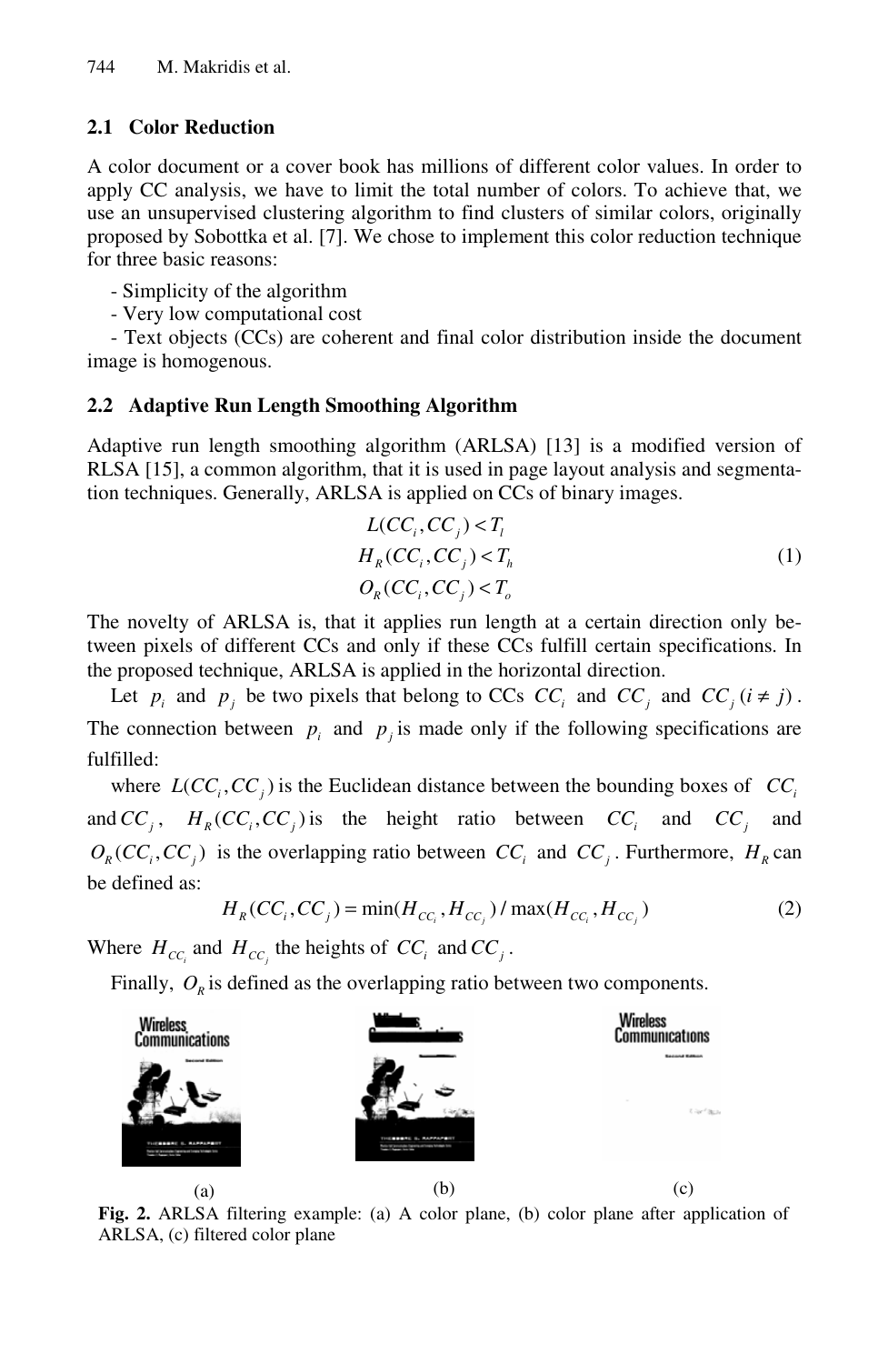## 2.1 Color Reduction

A color document or a cover book has millions of different color values. In order to apply CC analysis, we have to limit the total number of colors. To achieve that, we use an unsupervised clustering algorithm to find clusters of similar colors, originally proposed by Sobottka et al. [7]. We chose to implement this color reduction technique for three basic reasons:

- Simplicity of the algorithm
- Very low computational cost
- Text objects (CCs) are coherent and final color distribution inside the document image is homogenous.

## 2.2 Adaptive Run Length Smoothing Algorithm

Adaptive run length smoothing algorithm (ARLSA) [13] is a modified version of RLSA [15], a common algorithm, that it is used in page layout analysis and segmentation techniques. Generally, ARLSA is applied on CCs of binary images.

$$
\begin{aligned}
L(CC_i, CC_j) &< T_l \\
H_R(CC_i, CC_j) &< T_h \\
O_R(CC_i, CC_j) &< T_o
\end{aligned}
\tag{1}
$$

The novelty of ARLSA is, that it applies run length at a certain direction only between pixels of different CCs and only if these CCs fulfill certain specifications. In the proposed technique, ARLSA is applied in the horizontal direction.

Let $p_i$ and $p_j$ be two pixels that belong to CCs $CC_i$ and $CC_j$ and $CC_j\,(i \neq j)$. The connection between $p_i$ and $p_j$ is made only if the following specifications are fulfilled:

where $L(CC_i, CC_j)$ is the Euclidean distance between the bounding boxes of $CC_i$ and $CC_j$, $H_R(CC_i, CC_j)$ is the height ratio between $CC_i$ and $CC_j$ and $O_R(CC_i, CC_j)$ is the overlapping ratio between $CC_i$ and $CC_j$. Furthermore, $H_R$ can be defined as:

$$
H_R(CC_i, CC_j) = \min(H_{CC_i}, H_{CC_j}) / \max(H_{CC_i}, H_{CC_j}) \tag{2}
$$

Where $H_{CC_i}$ and $H_{CC_j}$ the heights of $CC_i$ and $CC_j$.

Finally, $O_R$ is defined as the overlapping ratio between two components.

(a) (b) (c)

**Fig. 2.** ARLSA filtering example: (a) A color plane, (b) color plane after application of ARLSA, (c) filtered color plane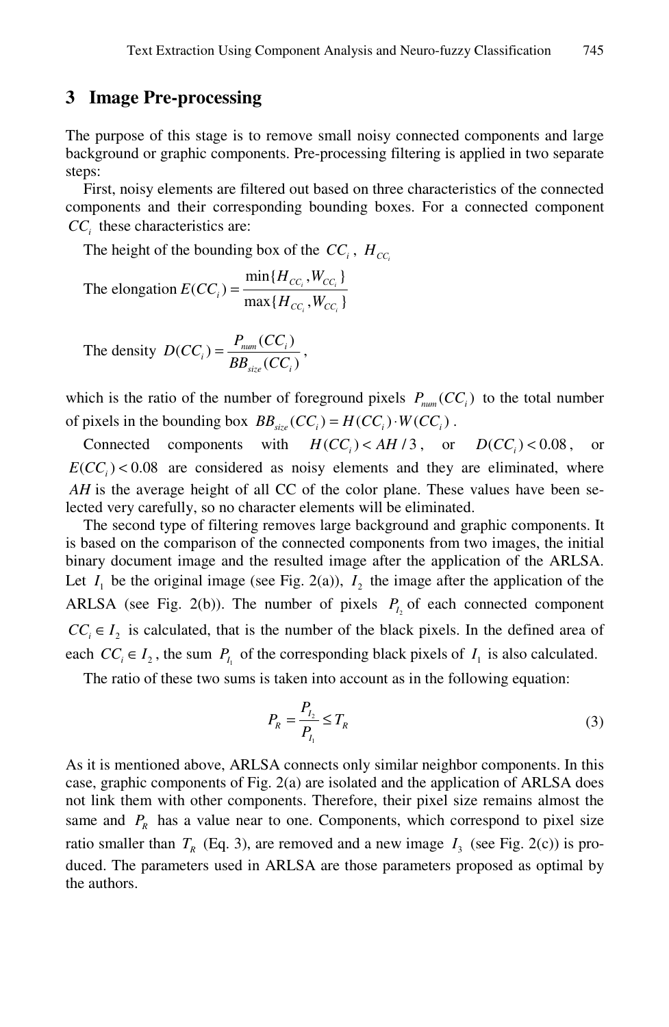## 3 Image Pre-processing

The purpose of this stage is to remove small noisy connected components and large background or graphic components. Pre-processing filtering is applied in two separate steps:

First, noisy elements are filtered out based on three characteristics of the connected components and their corresponding bounding boxes. For a connected component $CC_i$ these characteristics are:

The height of the bounding box of the $CC_i$, $H_{CC_i}$

The elongation $E(CC_i) = \dfrac{\min\{H_{CC_i}, W_{CC_i}\}}{\max\{H_{CC_i}, W_{CC_i}\}}$

The density $D(CC_i) = \dfrac{P_{num}(CC_i)}{BB_{size}(CC_i)}$,

which is the ratio of the number of foreground pixels $P_{num}(CC_i)$ to the total number of pixels in the bounding box $BB_{size}(CC_i) = H(CC_i) \cdot W(CC_i)$.

Connected components with $H(CC_i) < AH/3$, or $D(CC_i) < 0.08$, or $E(CC_i) < 0.08$ are considered as noisy elements and they are eliminated, where $AH$ is the average height of all CC of the color plane. These values have been selected very carefully, so no character elements will be eliminated.

The second type of filtering removes large background and graphic components. It is based on the comparison of the connected components from two images, the initial binary document image and the resulted image after the application of the ARLSA. Let $I_1$ be the original image (see Fig. 2(a)), $I_2$ the image after the application of the ARLSA (see Fig. 2(b)). The number of pixels $P_{I_2}$ of each connected component $CC_i \in I_2$ is calculated, that is the number of the black pixels. In the defined area of each $CC_i \in I_2$, the sum $P_{I_1}$ of the corresponding black pixels of $I_1$ is also calculated.

The ratio of these two sums is taken into account as in the following equation:

$$P_R = \frac{P_{I_2}}{P_{I_1}} \leq T_R \tag{3}$$

As it is mentioned above, ARLSA connects only similar neighbor components. In this case, graphic components of Fig. 2(a) are isolated and the application of ARLSA does not link them with other components. Therefore, their pixel size remains almost the same and $P_R$ has a value near to one. Components, which correspond to pixel size ratio smaller than $T_R$ (Eq. 3), are removed and a new image $I_3$ (see Fig. 2(c)) is produced. The parameters used in ARLSA are those parameters proposed as optimal by the authors.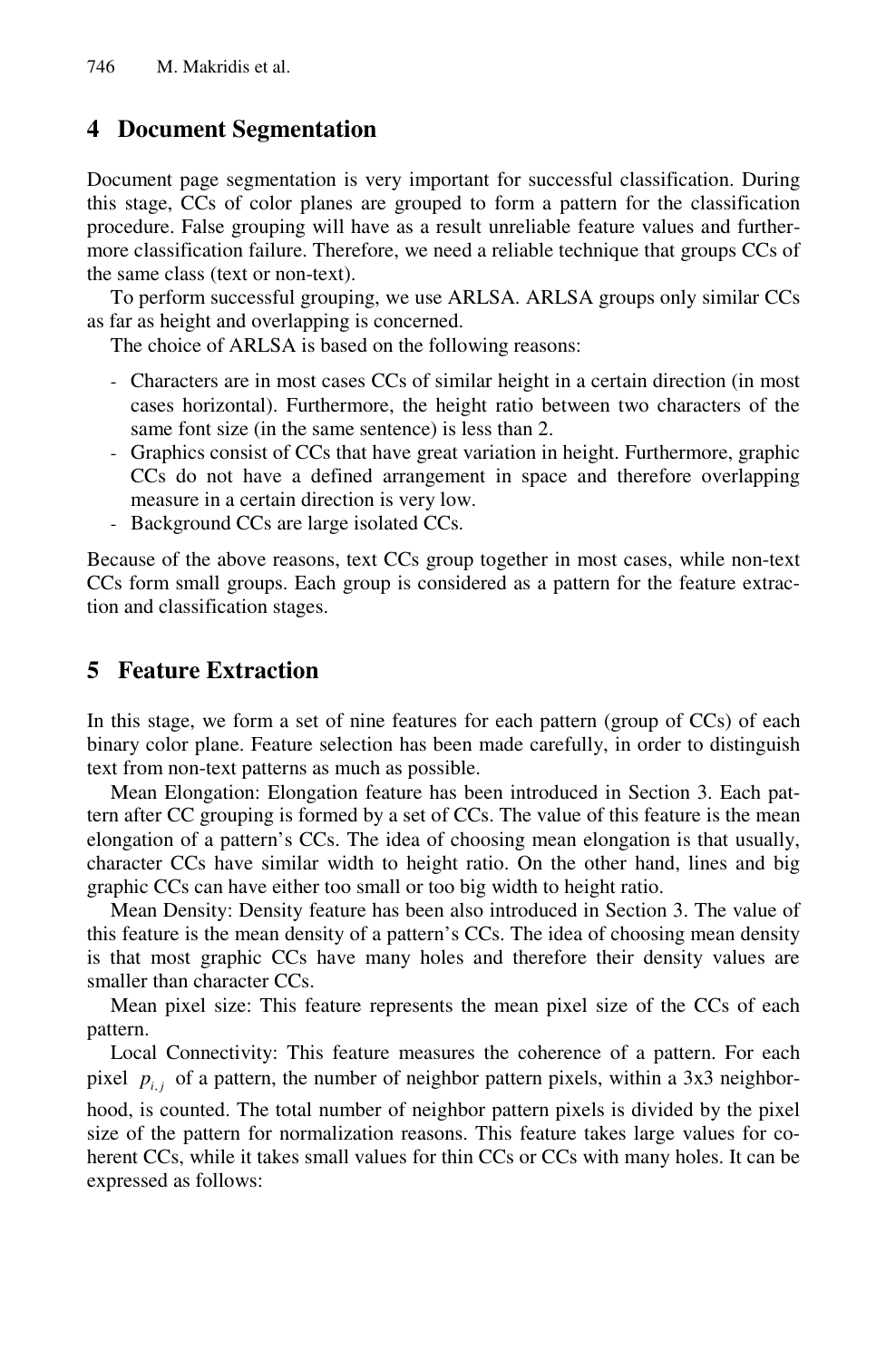## 4 Document Segmentation

Document page segmentation is very important for successful classification. During this stage, CCs of color planes are grouped to form a pattern for the classification procedure. False grouping will have as a result unreliable feature values and furthermore classification failure. Therefore, we need a reliable technique that groups CCs of the same class (text or non-text).

To perform successful grouping, we use ARLSA. ARLSA groups only similar CCs as far as height and overlapping is concerned.

The choice of ARLSA is based on the following reasons:

- Characters are in most cases CCs of similar height in a certain direction (in most cases horizontal). Furthermore, the height ratio between two characters of the same font size (in the same sentence) is less than 2.
- Graphics consist of CCs that have great variation in height. Furthermore, graphic CCs do not have a defined arrangement in space and therefore overlapping measure in a certain direction is very low.
- Background CCs are large isolated CCs.

Because of the above reasons, text CCs group together in most cases, while non-text CCs form small groups. Each group is considered as a pattern for the feature extraction and classification stages.

## 5 Feature Extraction

In this stage, we form a set of nine features for each pattern (group of CCs) of each binary color plane. Feature selection has been made carefully, in order to distinguish text from non-text patterns as much as possible.

Mean Elongation: Elongation feature has been introduced in Section 3. Each pattern after CC grouping is formed by a set of CCs. The value of this feature is the mean elongation of a pattern's CCs. The idea of choosing mean elongation is that usually, character CCs have similar width to height ratio. On the other hand, lines and big graphic CCs can have either too small or too big width to height ratio.

Mean Density: Density feature has been also introduced in Section 3. The value of this feature is the mean density of a pattern's CCs. The idea of choosing mean density is that most graphic CCs have many holes and therefore their density values are smaller than character CCs.

Mean pixel size: This feature represents the mean pixel size of the CCs of each pattern.

Local Connectivity: This feature measures the coherence of a pattern. For each pixel $p_{i,j}$ of a pattern, the number of neighbor pattern pixels, within a 3x3 neighborhood, is counted. The total number of neighbor pattern pixels is divided by the pixel size of the pattern for normalization reasons. This feature takes large values for coherent CCs, while it takes small values for thin CCs or CCs with many holes. It can be expressed as follows: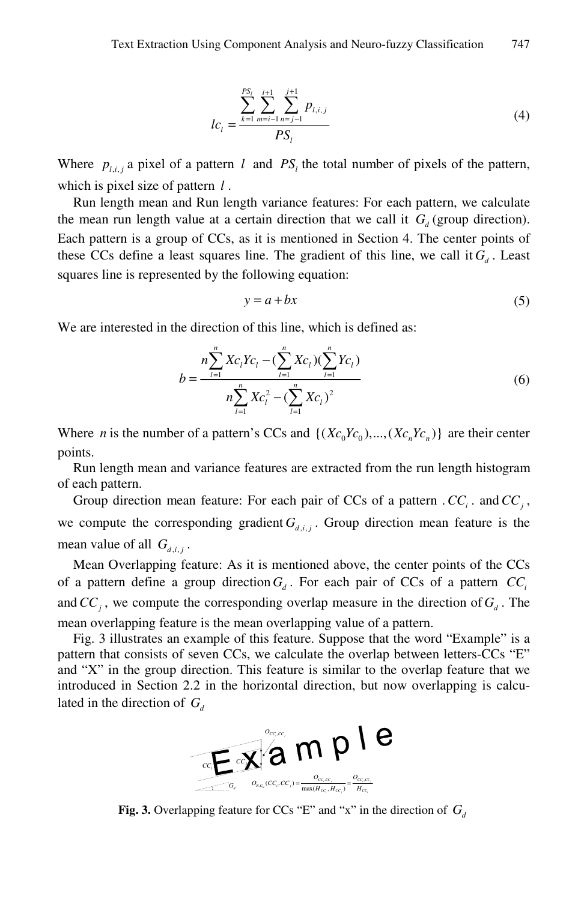$$lc_l = \frac{\sum_{k=1}^{PS_l} \sum_{m=i-1}^{i+1} \sum_{n=j-1}^{j+1} p_{l,i,j}}{PS_l} \tag{4}$$

Where $p_{l,i,j}$ a pixel of a pattern $l$ and $PS_l$ the total number of pixels of the pattern, which is pixel size of pattern $l$.

Run length mean and Run length variance features: For each pattern, we calculate the mean run length value at a certain direction that we call it $G_d$ (group direction). Each pattern is a group of CCs, as it is mentioned in Section 4. The center points of these CCs define a least squares line. The gradient of this line, we call it $G_d$. Least squares line is represented by the following equation:

$$y = a + bx \tag{5}$$

We are interested in the direction of this line, which is defined as:

$$b = \frac{n\sum_{l=1}^{n} Xc_l Yc_l - (\sum_{l=1}^{n} Xc_l)(\sum_{l=1}^{n} Yc_l)}{n\sum_{l=1}^{n} Xc_l^2 - (\sum_{l=1}^{n} Xc_l)^2} \tag{6}$$

Where $n$ is the number of a pattern's CCs and $\{(Xc_0 Yc_0),...,(Xc_n Yc_n)\}$ are their center points.

Run length mean and variance features are extracted from the run length histogram of each pattern.

Group direction mean feature: For each pair of CCs of a pattern . $CC_i$ . and $CC_j$, we compute the corresponding gradient $G_{d,i,j}$. Group direction mean feature is the mean value of all $G_{d,i,j}$.

Mean Overlapping feature: As it is mentioned above, the center points of the CCs of a pattern define a group direction $G_d$. For each pair of CCs of a pattern $CC_i$ and $CC_j$, we compute the corresponding overlap measure in the direction of $G_d$. The mean overlapping feature is the mean overlapping value of a pattern.

Fig. 3 illustrates an example of this feature. Suppose that the word "Example" is a pattern that consists of seven CCs, we calculate the overlap between letters-CCs "E" and "X" in the group direction. This feature is similar to the overlap feature that we introduced in Section 2.2 in the horizontal direction, but now overlapping is calculated in the direction of $G_d$

$$O_{R,G_d}(CC_i, CC_j) = \frac{O_{CC_i,CC_j}}{\max(H_{CC_i}, H_{CC_j})} = \frac{O_{CC_i,CC_j}}{H_{CC_i}}$$

**Fig. 3.** Overlapping feature for CCs "E" and "x" in the direction of $G_d$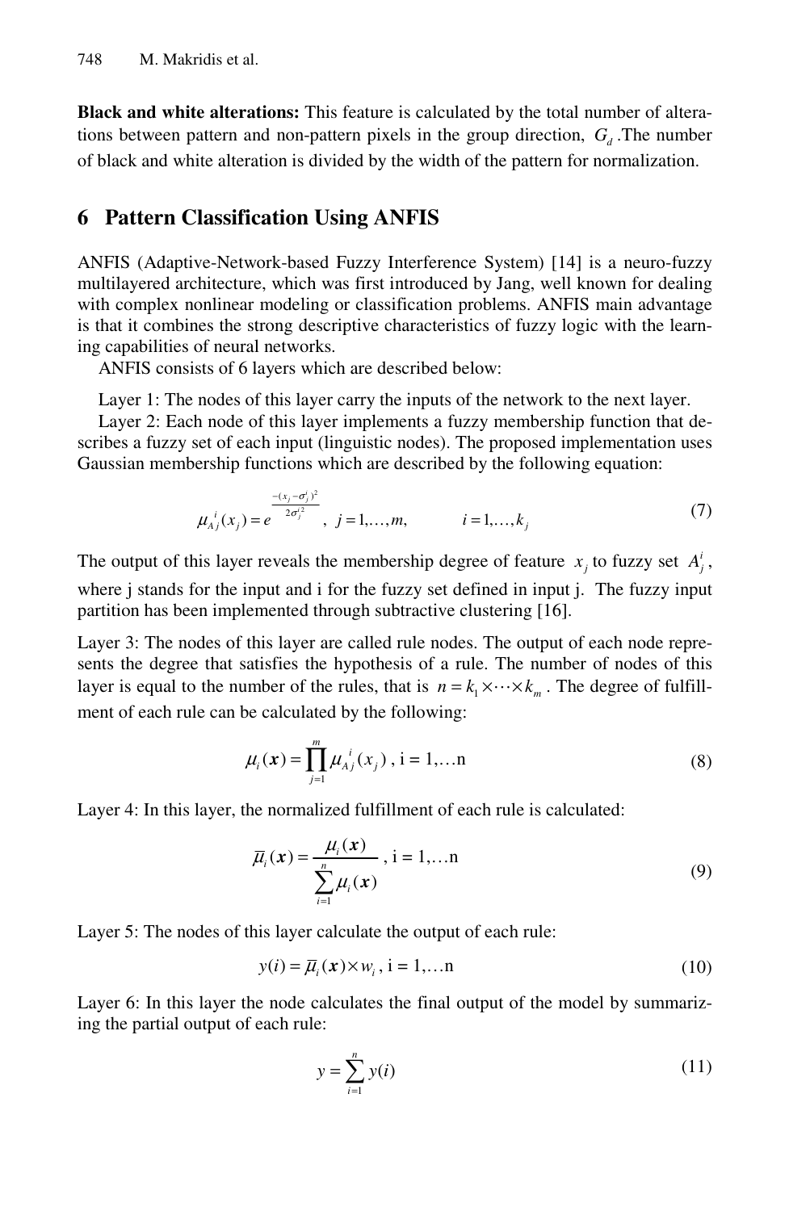**Black and white alterations:** This feature is calculated by the total number of alterations between pattern and non-pattern pixels in the group direction, $G_d$ .The number of black and white alteration is divided by the width of the pattern for normalization.

## 6 Pattern Classification Using ANFIS

ANFIS (Adaptive-Network-based Fuzzy Interference System) [14] is a neuro-fuzzy multilayered architecture, which was first introduced by Jang, well known for dealing with complex nonlinear modeling or classification problems. ANFIS main advantage is that it combines the strong descriptive characteristics of fuzzy logic with the learning capabilities of neural networks.

ANFIS consists of 6 layers which are described below:

Layer 1: The nodes of this layer carry the inputs of the network to the next layer.

Layer 2: Each node of this layer implements a fuzzy membership function that describes a fuzzy set of each input (linguistic nodes). The proposed implementation uses Gaussian membership functions which are described by the following equation:

$$\mu_{A_j^i}(x_j) = e^{\frac{-(x_j - \sigma_j^i)^2}{2\sigma_j^{i2}}}, \quad j = 1, \ldots, m, \qquad i = 1, \ldots, k_j \tag{7}$$

The output of this layer reveals the membership degree of feature $x_j$ to fuzzy set $A_j^i$, where j stands for the input and i for the fuzzy set defined in input j. The fuzzy input partition has been implemented through subtractive clustering [16].

Layer 3: The nodes of this layer are called rule nodes. The output of each node represents the degree that satisfies the hypothesis of a rule. The number of nodes of this layer is equal to the number of the rules, that is $n = k_1 \times \cdots \times k_m$. The degree of fulfillment of each rule can be calculated by the following:

$$\mu_i(\boldsymbol{x}) = \prod_{j=1}^{m} \mu_{A_j^i}(x_j), \ \mathrm{i} = 1, \ldots \mathrm{n} \tag{8}$$

Layer 4: In this layer, the normalized fulfillment of each rule is calculated:

$$\overline{\mu}_i(\boldsymbol{x}) = \frac{\mu_i(\boldsymbol{x})}{\sum_{i=1}^{n} \mu_i(\boldsymbol{x})}, \ \mathrm{i} = 1, \ldots \mathrm{n} \tag{9}$$

Layer 5: The nodes of this layer calculate the output of each rule:

$$y(i) = \overline{\mu}_i(\boldsymbol{x}) \times w_i, \ \mathrm{i} = 1, \ldots \mathrm{n} \tag{10}$$

Layer 6: In this layer the node calculates the final output of the model by summarizing the partial output of each rule:

$$y = \sum_{i=1}^{n} y(i) \tag{11}$$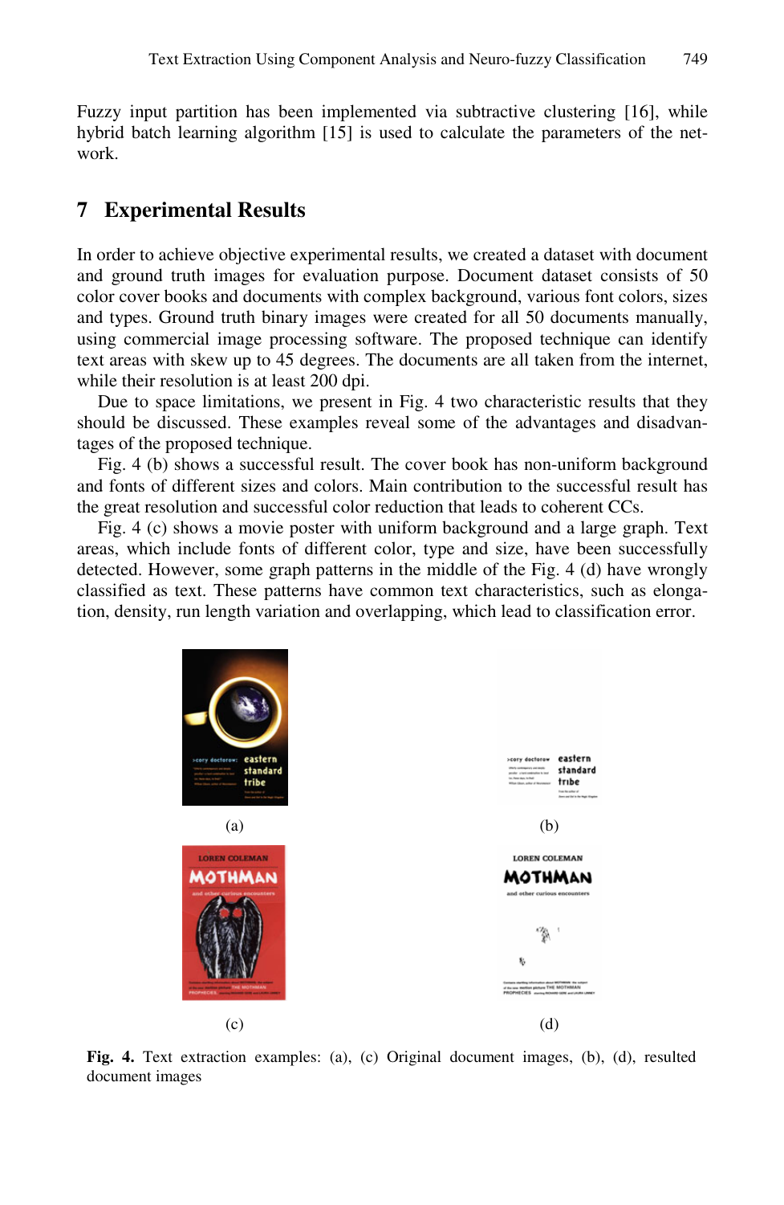Fuzzy input partition has been implemented via subtractive clustering [16], while hybrid batch learning algorithm [15] is used to calculate the parameters of the network.

## 7 Experimental Results

In order to achieve objective experimental results, we created a dataset with document and ground truth images for evaluation purpose. Document dataset consists of 50 color cover books and documents with complex background, various font colors, sizes and types. Ground truth binary images were created for all 50 documents manually, using commercial image processing software. The proposed technique can identify text areas with skew up to 45 degrees. The documents are all taken from the internet, while their resolution is at least 200 dpi.

Due to space limitations, we present in Fig. 4 two characteristic results that they should be discussed. These examples reveal some of the advantages and disadvantages of the proposed technique.

Fig. 4 (b) shows a successful result. The cover book has non-uniform background and fonts of different sizes and colors. Main contribution to the successful result has the great resolution and successful color reduction that leads to coherent CCs.

Fig. 4 (c) shows a movie poster with uniform background and a large graph. Text areas, which include fonts of different color, type and size, have been successfully detected. However, some graph patterns in the middle of the Fig. 4 (d) have wrongly classified as text. These patterns have common text characteristics, such as elongation, density, run length variation and overlapping, which lead to classification error.

(a) (b)

(c) (d)

**Fig. 4.** Text extraction examples: (a), (c) Original document images, (b), (d), resulted document images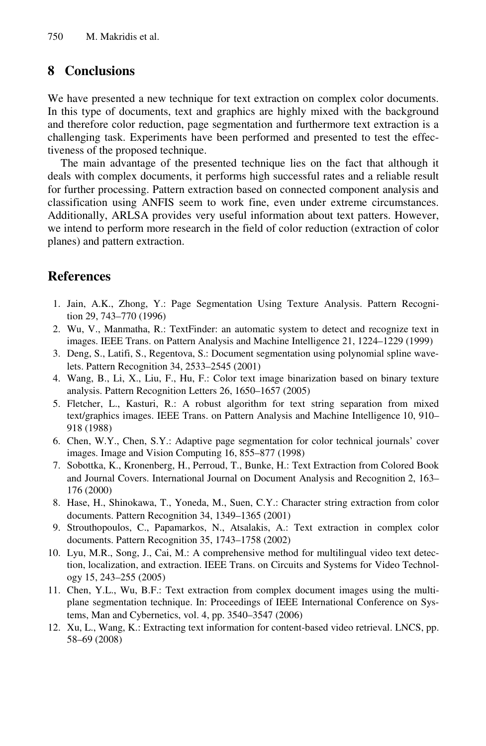## 8 Conclusions

We have presented a new technique for text extraction on complex color documents. In this type of documents, text and graphics are highly mixed with the background and therefore color reduction, page segmentation and furthermore text extraction is a challenging task. Experiments have been performed and presented to test the effectiveness of the proposed technique.

The main advantage of the presented technique lies on the fact that although it deals with complex documents, it performs high successful rates and a reliable result for further processing. Pattern extraction based on connected component analysis and classification using ANFIS seem to work fine, even under extreme circumstances. Additionally, ARLSA provides very useful information about text patters. However, we intend to perform more research in the field of color reduction (extraction of color planes) and pattern extraction.

## References

1. Jain, A.K., Zhong, Y.: Page Segmentation Using Texture Analysis. Pattern Recognition 29, 743–770 (1996)
2. Wu, V., Manmatha, R.: TextFinder: an automatic system to detect and recognize text in images. IEEE Trans. on Pattern Analysis and Machine Intelligence 21, 1224–1229 (1999)
3. Deng, S., Latifi, S., Regentova, S.: Document segmentation using polynomial spline wavelets. Pattern Recognition 34, 2533–2545 (2001)
4. Wang, B., Li, X., Liu, F., Hu, F.: Color text image binarization based on binary texture analysis. Pattern Recognition Letters 26, 1650–1657 (2005)
5. Fletcher, L., Kasturi, R.: A robust algorithm for text string separation from mixed text/graphics images. IEEE Trans. on Pattern Analysis and Machine Intelligence 10, 910–918 (1988)
6. Chen, W.Y., Chen, S.Y.: Adaptive page segmentation for color technical journals' cover images. Image and Vision Computing 16, 855–877 (1998)
7. Sobottka, K., Kronenberg, H., Perroud, T., Bunke, H.: Text Extraction from Colored Book and Journal Covers. International Journal on Document Analysis and Recognition 2, 163–176 (2000)
8. Hase, H., Shinokawa, T., Yoneda, M., Suen, C.Y.: Character string extraction from color documents. Pattern Recognition 34, 1349–1365 (2001)
9. Strouthopoulos, C., Papamarkos, N., Atsalakis, A.: Text extraction in complex color documents. Pattern Recognition 35, 1743–1758 (2002)
10. Lyu, M.R., Song, J., Cai, M.: A comprehensive method for multilingual video text detection, localization, and extraction. IEEE Trans. on Circuits and Systems for Video Technology 15, 243–255 (2005)
11. Chen, Y.L., Wu, B.F.: Text extraction from complex document images using the multiplane segmentation technique. In: Proceedings of IEEE International Conference on Systems, Man and Cybernetics, vol. 4, pp. 3540–3547 (2006)
12. Xu, L., Wang, K.: Extracting text information for content-based video retrieval. LNCS, pp. 58–69 (2008)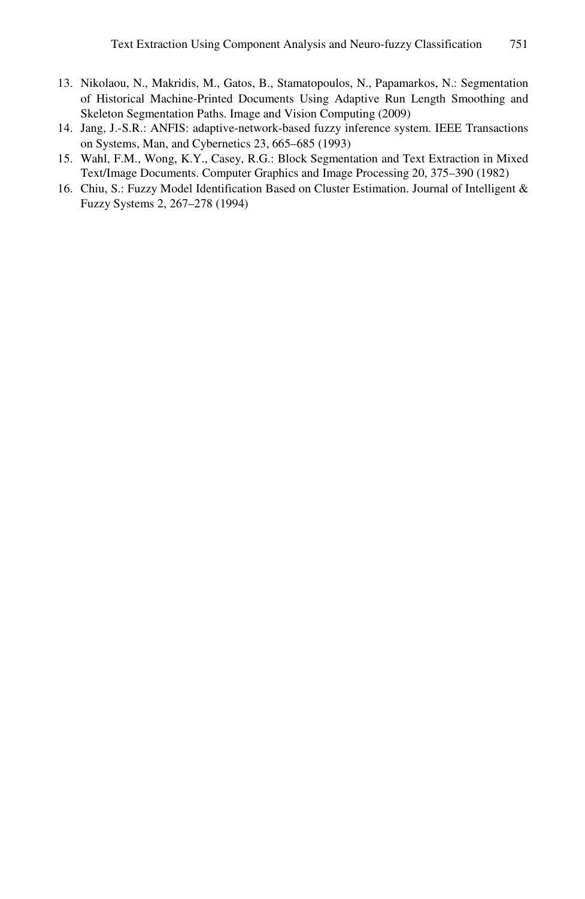13. Nikolaou, N., Makridis, M., Gatos, B., Stamatopoulos, N., Papamarkos, N.: Segmentation of Historical Machine-Printed Documents Using Adaptive Run Length Smoothing and Skeleton Segmentation Paths. Image and Vision Computing (2009)
14. Jang, J.-S.R.: ANFIS: adaptive-network-based fuzzy inference system. IEEE Transactions on Systems, Man, and Cybernetics 23, 665–685 (1993)
15. Wahl, F.M., Wong, K.Y., Casey, R.G.: Block Segmentation and Text Extraction in Mixed Text/Image Documents. Computer Graphics and Image Processing 20, 375–390 (1982)
16. Chiu, S.: Fuzzy Model Identification Based on Cluster Estimation. Journal of Intelligent & Fuzzy Systems 2, 267–278 (1994)